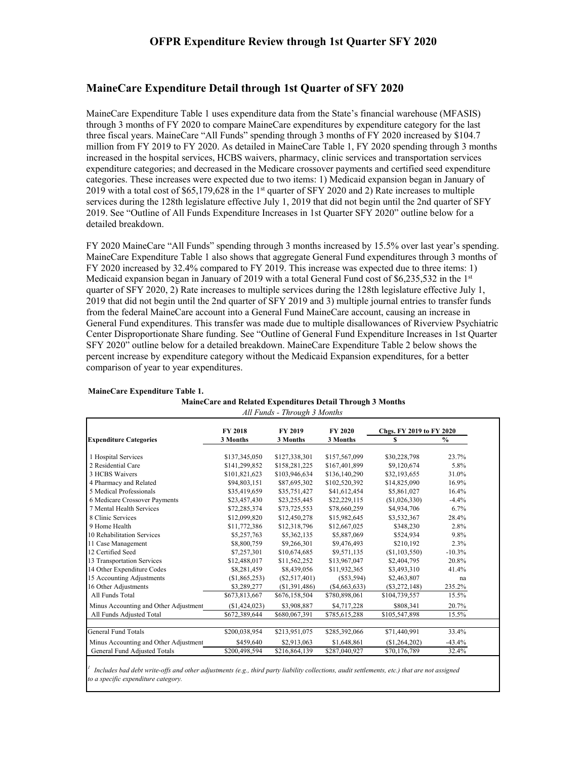## MaineCare Expenditure Detail through 1st Quarter of SFY 2020

MaineCare Expenditure Table 1 uses expenditure data from the State's financial warehouse (MFASIS) through 3 months of FY 2020 to compare MaineCare expenditures by expenditure category for the last three fiscal years. MaineCare "All Funds" spending through 3 months of FY 2020 increased by $104.7 million from FY 2019 to FY 2020. As detailed in MaineCare Table 1, FY 2020 spending through 3 months increased in the hospital services, HCBS waivers, pharmacy, clinic services and transportation services expenditure categories; and decreased in the Medicare crossover payments and certified seed expenditure categories. These increases were expected due to two items: 1) Medicaid expansion began in January of 2019 with a total cost of $65,179,628 in the 1st quarter of SFY 2020 and 2) Rate increases to multiple services during the 128th legislature effective July 1, 2019 that did not begin until the 2nd quarter of SFY 2019. See "Outline of All Funds Expenditure Increases in 1st Quarter SFY 2020" outline below for a detailed breakdown.

FY 2020 MaineCare "All Funds" spending through 3 months increased by 15.5% over last year's spending. MaineCare Expenditure Table 1 also shows that aggregate General Fund expenditures through 3 months of FY 2020 increased by 32.4% compared to FY 2019. This increase was expected due to three items: 1) Medicaid expansion began in January of 2019 with a total General Fund cost of $6,235,532 in the 1st quarter of SFY 2020, 2) Rate increases to multiple services during the 128th legislature effective July 1, 2019 that did not begin until the 2nd quarter of SFY 2019 and 3) multiple journal entries to transfer funds from the federal MaineCare account into a General Fund MaineCare account, causing an increase in General Fund expenditures. This transfer was made due to multiple disallowances of Riverview Psychiatric Center Disproportionate Share funding. See "Outline of General Fund Expenditure Increases in 1st Quarter SFY 2020" outline below for a detailed breakdown. MaineCare Expenditure Table 2 below shows the percent increase by expenditure category without the Medicaid Expansion expenditures, for a better comparison of year to year expenditures.

**MaineCare Expenditure Table 1.**

**MaineCare and Related Expenditures Detail Through 3 Months**

*All Funds - Through 3 Months*

| Expenditure Categories | FY 2018 3 Months | FY 2019 3 Months | FY 2020 3 Months | Chgs. FY 2019 to FY 2020 $ | % |
|---|---|---|---|---|---|
| 1 Hospital Services | $137,345,050 | $127,338,301 | $157,567,099 | $30,228,798 | 23.7% |
| 2 Residential Care | $141,299,852 | $158,281,225 | $167,401,899 | $9,120,674 | 5.8% |
| 3 HCBS Waivers | $101,821,623 | $103,946,634 | $136,140,290 | $32,193,655 | 31.0% |
| 4 Pharmacy and Related | $94,803,151 | $87,695,302 | $102,520,392 | $14,825,090 | 16.9% |
| 5 Medical Professionals | $35,419,659 | $35,751,427 | $41,612,454 | $5,861,027 | 16.4% |
| 6 Medicare Crossover Payments | $23,457,430 | $23,255,445 | $22,229,115 | ($1,026,330) | -4.4% |
| 7 Mental Health Services | $72,285,374 | $73,725,553 | $78,660,259 | $4,934,706 | 6.7% |
| 8 Clinic Services | $12,099,820 | $12,450,278 | $15,982,645 | $3,532,367 | 28.4% |
| 9 Home Health | $11,772,386 | $12,318,796 | $12,667,025 | $348,230 | 2.8% |
| 10 Rehabilitation Services | $5,257,763 | $5,362,135 | $5,887,069 | $524,934 | 9.8% |
| 11 Case Management | $8,800,759 | $9,266,301 | $9,476,493 | $210,192 | 2.3% |
| 12 Certified Seed | $7,257,301 | $10,674,685 | $9,571,135 | ($1,103,550) | -10.3% |
| 13 Transportation Services | $12,488,017 | $11,562,252 | $13,967,047 | $2,404,795 | 20.8% |
| 14 Other Expenditure Codes | $8,281,459 | $8,439,056 | $11,932,365 | $3,493,310 | 41.4% |
| 15 Accounting Adjustments | ($1,865,253) | ($2,517,401) | ($53,594) | $2,463,807 | na |
| 16 Other Adjustments | $3,289,277 | ($1,391,486) | ($4,663,633) | ($3,272,148) | 235.2% |
| All Funds Total | $673,813,667 | $676,158,504 | $780,898,061 | $104,739,557 | 15.5% |
| Minus Accounting and Other Adjustment | ($1,424,023) | $3,908,887 | $4,717,228 | $808,341 | 20.7% |
| All Funds Adjusted Total | $672,389,644 | $680,067,391 | $785,615,288 | $105,547,898 | 15.5% |
| General Fund Totals | $200,038,954 | $213,951,075 | $285,392,066 | $71,440,991 | 33.4% |
| Minus Accounting and Other Adjustment | $459,640 | $2,913,063 | $1,648,861 | ($1,264,202) | -43.4% |
| General Fund Adjusted Totals | $200,498,594 | $216,864,139 | $287,040,927 | $70,176,789 | 32.4% |

[1] *Includes bad debt write-offs and other adjustments (e.g., third party liability collections, audit settlements, etc.) that are not assigned to a specific expenditure category.*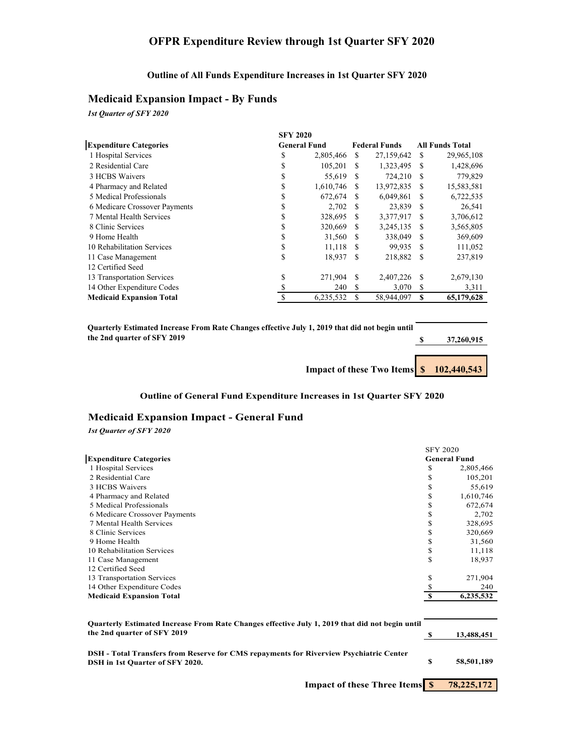# OFPR Expenditure Review through 1st Quarter SFY 2020

### Outline of All Funds Expenditure Increases in 1st Quarter SFY 2020

## Medicaid Expansion Impact - By Funds

*1st Quarter of SFY 2020*

| Expenditure Categories | SFY 2020 General Fund | Federal Funds | All Funds Total |
|---|---|---|---|
| 1 Hospital Services | $ 2,805,466 | $ 27,159,642 | $ 29,965,108 |
| 2 Residential Care | $ 105,201 | $ 1,323,495 | $ 1,428,696 |
| 3 HCBS Waivers | $ 55,619 | $ 724,210 | $ 779,829 |
| 4 Pharmacy and Related | $ 1,610,746 | $ 13,972,835 | $ 15,583,581 |
| 5 Medical Professionals | $ 672,674 | $ 6,049,861 | $ 6,722,535 |
| 6 Medicare Crossover Payments | $ 2,702 | $ 23,839 | $ 26,541 |
| 7 Mental Health Services | $ 328,695 | $ 3,377,917 | $ 3,706,612 |
| 8 Clinic Services | $ 320,669 | $ 3,245,135 | $ 3,565,805 |
| 9 Home Health | $ 31,560 | $ 338,049 | $ 369,609 |
| 10 Rehabilitation Services | $ 11,118 | $ 99,935 | $ 111,052 |
| 11 Case Management | $ 18,937 | $ 218,882 | $ 237,819 |
| 12 Certified Seed | | | |
| 13 Transportation Services | $ 271,904 | $ 2,407,226 | $ 2,679,130 |
| 14 Other Expenditure Codes | $ 240 | $ 3,070 | $ 3,311 |
| **Medicaid Expansion Total** | $ 6,235,532 | $ 58,944,097 | **$ 65,179,628** |

**Quarterly Estimated Increase From Rate Changes effective July 1, 2019 that did not begin until the 2nd quarter of SFY 2019** **$ 37,260,915**

**Impact of these Two Items $ 102,440,543**

### Outline of General Fund Expenditure Increases in 1st Quarter SFY 2020

## Medicaid Expansion Impact - General Fund

*1st Quarter of SFY 2020*

| Expenditure Categories | SFY 2020 General Fund |
|---|---|
| 1 Hospital Services | $ 2,805,466 |
| 2 Residential Care | $ 105,201 |
| 3 HCBS Waivers | $ 55,619 |
| 4 Pharmacy and Related | $ 1,610,746 |
| 5 Medical Professionals | $ 672,674 |
| 6 Medicare Crossover Payments | $ 2,702 |
| 7 Mental Health Services | $ 328,695 |
| 8 Clinic Services | $ 320,669 |
| 9 Home Health | $ 31,560 |
| 10 Rehabilitation Services | $ 11,118 |
| 11 Case Management | $ 18,937 |
| 12 Certified Seed | |
| 13 Transportation Services | $ 271,904 |
| 14 Other Expenditure Codes | $ 240 |
| **Medicaid Expansion Total** | **$ 6,235,532** |

**Quarterly Estimated Increase From Rate Changes effective July 1, 2019 that did not begin until the 2nd quarter of SFY 2019** **$ 13,488,451**

**DSH - Total Transfers from Reserve for CMS repayments for Riverview Psychiatric Center DSH in 1st Quarter of SFY 2020.** **$ 58,501,189**

**Impact of these Three Items $ 78,225,172**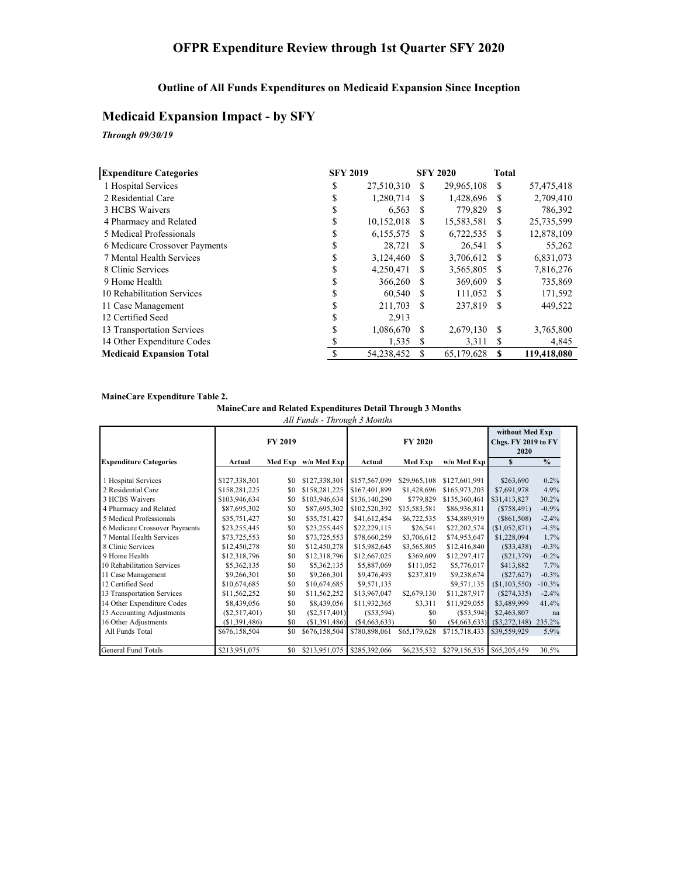# OFPR Expenditure Review through 1st Quarter SFY 2020

### Outline of All Funds Expenditures on Medicaid Expansion Since Inception

## Medicaid Expansion Impact - by SFY

***Through 09/30/19***

| Expenditure Categories | SFY 2019 | SFY 2020 | Total |
|---|---|---|---|
| 1 Hospital Services | $ 27,510,310 | $ 29,965,108 | $ 57,475,418 |
| 2 Residential Care | $ 1,280,714 | $ 1,428,696 | $ 2,709,410 |
| 3 HCBS Waivers | $ 6,563 | $ 779,829 | $ 786,392 |
| 4 Pharmacy and Related | $ 10,152,018 | $ 15,583,581 | $ 25,735,599 |
| 5 Medical Professionals | $ 6,155,575 | $ 6,722,535 | $ 12,878,109 |
| 6 Medicare Crossover Payments | $ 28,721 | $ 26,541 | $ 55,262 |
| 7 Mental Health Services | $ 3,124,460 | $ 3,706,612 | $ 6,831,073 |
| 8 Clinic Services | $ 4,250,471 | $ 3,565,805 | $ 7,816,276 |
| 9 Home Health | $ 366,260 | $ 369,609 | $ 735,869 |
| 10 Rehabilitation Services | $ 60,540 | $ 111,052 | $ 171,592 |
| 11 Case Management | $ 211,703 | $ 237,819 | $ 449,522 |
| 12 Certified Seed | $ 2,913 | | |
| 13 Transportation Services | $ 1,086,670 | $ 2,679,130 | $ 3,765,800 |
| 14 Other Expenditure Codes | $ 1,535 | $ 3,311 | $ 4,845 |
| **Medicaid Expansion Total** | $ 54,238,452 | $ 65,179,628 | **$ 119,418,080** |

**MaineCare Expenditure Table 2.**

**MaineCare and Related Expenditures Detail Through 3 Months**

*All Funds - Through 3 Months*

| | FY 2019 | | | FY 2020 | | | without Med Exp Chgs. FY 2019 to FY 2020 | |
|---|---|---|---|---|---|---|---|---|
| **Expenditure Categories** | **Actual** | **Med Exp** | **w/o Med Exp** | **Actual** | **Med Exp** | **w/o Med Exp** | **$** | **%** |
| 1 Hospital Services | $127,338,301 | $0 | $127,338,301 | $157,567,099 | $29,965,108 | $127,601,991 | $263,690 | 0.2% |
| 2 Residential Care | $158,281,225 | $0 | $158,281,225 | $167,401,899 | $1,428,696 | $165,973,203 | $7,691,978 | 4.9% |
| 3 HCBS Waivers | $103,946,634 | $0 | $103,946,634 | $136,140,290 | $779,829 | $135,360,461 | $31,413,827 | 30.2% |
| 4 Pharmacy and Related | $87,695,302 | $0 | $87,695,302 | $102,520,392 | $15,583,581 | $86,936,811 | ($758,491) | -0.9% |
| 5 Medical Professionals | $35,751,427 | $0 | $35,751,427 | $41,612,454 | $6,722,535 | $34,889,919 | ($861,508) | -2.4% |
| 6 Medicare Crossover Payments | $23,255,445 | $0 | $23,255,445 | $22,229,115 | $26,541 | $22,202,574 | ($1,052,871) | -4.5% |
| 7 Mental Health Services | $73,725,553 | $0 | $73,725,553 | $78,660,259 | $3,706,612 | $74,953,647 | $1,228,094 | 1.7% |
| 8 Clinic Services | $12,450,278 | $0 | $12,450,278 | $15,982,645 | $3,565,805 | $12,416,840 | ($33,438) | -0.3% |
| 9 Home Health | $12,318,796 | $0 | $12,318,796 | $12,667,025 | $369,609 | $12,297,417 | ($21,379) | -0.2% |
| 10 Rehabilitation Services | $5,362,135 | $0 | $5,362,135 | $5,887,069 | $111,052 | $5,776,017 | $413,882 | 7.7% |
| 11 Case Management | $9,266,301 | $0 | $9,266,301 | $9,476,493 | $237,819 | $9,238,674 | ($27,627) | -0.3% |
| 12 Certified Seed | $10,674,685 | $0 | $10,674,685 | $9,571,135 | | $9,571,135 | ($1,103,550) | -10.3% |
| 13 Transportation Services | $11,562,252 | $0 | $11,562,252 | $13,967,047 | $2,679,130 | $11,287,917 | ($274,335) | -2.4% |
| 14 Other Expenditure Codes | $8,439,056 | $0 | $8,439,056 | $11,932,365 | $3,311 | $11,929,055 | $3,489,999 | 41.4% |
| 15 Accounting Adjustments | ($2,517,401) | $0 | ($2,517,401) | ($53,594) | $0 | ($53,594) | $2,463,807 | na |
| 16 Other Adjustments | ($1,391,486) | $0 | ($1,391,486) | ($4,663,633) | $0 | ($4,663,633) | ($3,272,148) | 235.2% |
| All Funds Total | $676,158,504 | $0 | $676,158,504 | $780,898,061 | $65,179,628 | $715,718,433 | $39,559,929 | 5.9% |
| General Fund Totals | $213,951,075 | $0 | $213,951,075 | $285,392,066 | $6,235,532 | $279,156,535 | $65,205,459 | 30.5% |